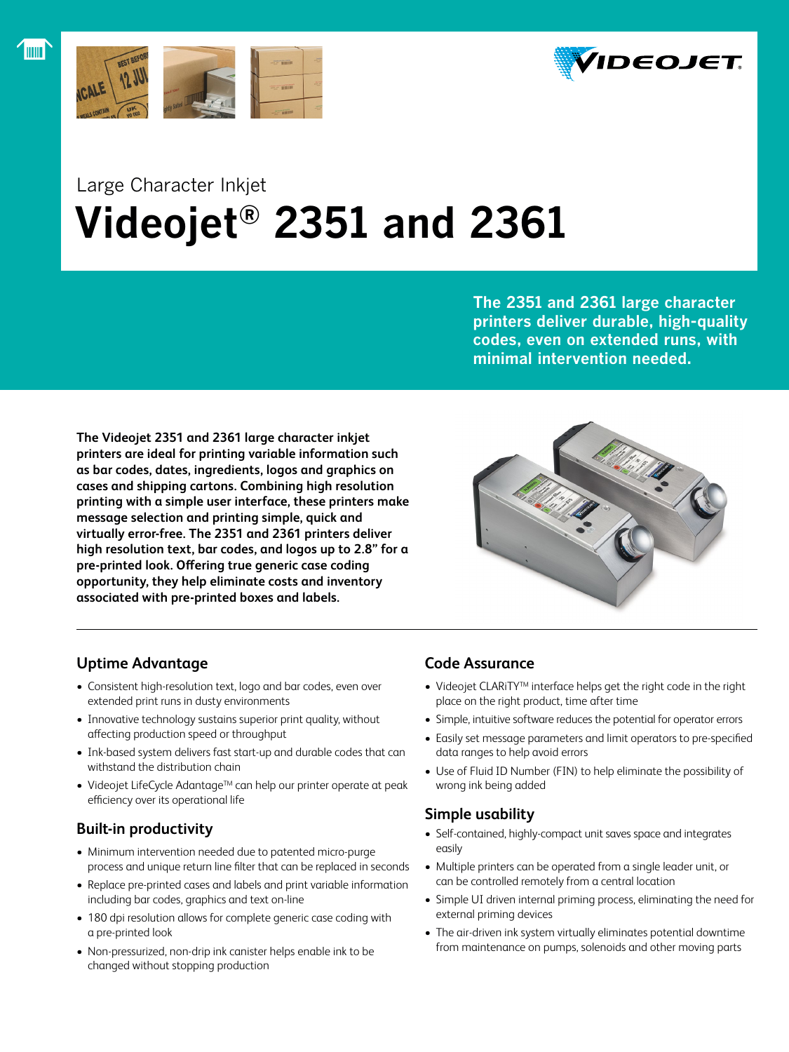Large Character Inkjet

# Videojet® 2351 and 2361

**The 2351 and 2361 large character printers deliver durable, high-quality codes, even on extended runs, with minimal intervention needed.**

**The Videojet 2351 and 2361 large character inkjet printers are ideal for printing variable information such as bar codes, dates, ingredients, logos and graphics on cases and shipping cartons. Combining high resolution printing with a simple user interface, these printers make message selection and printing simple, quick and virtually error-free. The 2351 and 2361 printers deliver high resolution text, bar codes, and logos up to 2.8" for a pre-printed look. Offering true generic case coding opportunity, they help eliminate costs and inventory associated with pre-printed boxes and labels.**

## Uptime Advantage

- Consistent high-resolution text, logo and bar codes, even over extended print runs in dusty environments
- Innovative technology sustains superior print quality, without affecting production speed or throughput
- Ink-based system delivers fast start-up and durable codes that can withstand the distribution chain
- Videojet LifeCycle Adantage™ can help our printer operate at peak efficiency over its operational life

## Built-in productivity

- Minimum intervention needed due to patented micro-purge process and unique return line filter that can be replaced in seconds
- Replace pre-printed cases and labels and print variable information including bar codes, graphics and text on-line
- 180 dpi resolution allows for complete generic case coding with a pre-printed look
- Non-pressurized, non-drip ink canister helps enable ink to be changed without stopping production

## Code Assurance

- Videojet CLARiTY™ interface helps get the right code in the right place on the right product, time after time
- Simple, intuitive software reduces the potential for operator errors
- Easily set message parameters and limit operators to pre-specified data ranges to help avoid errors
- Use of Fluid ID Number (FIN) to help eliminate the possibility of wrong ink being added

## Simple usability

- Self-contained, highly-compact unit saves space and integrates easily
- Multiple printers can be operated from a single leader unit, or can be controlled remotely from a central location
- Simple UI driven internal priming process, eliminating the need for external priming devices
- The air-driven ink system virtually eliminates potential downtime from maintenance on pumps, solenoids and other moving parts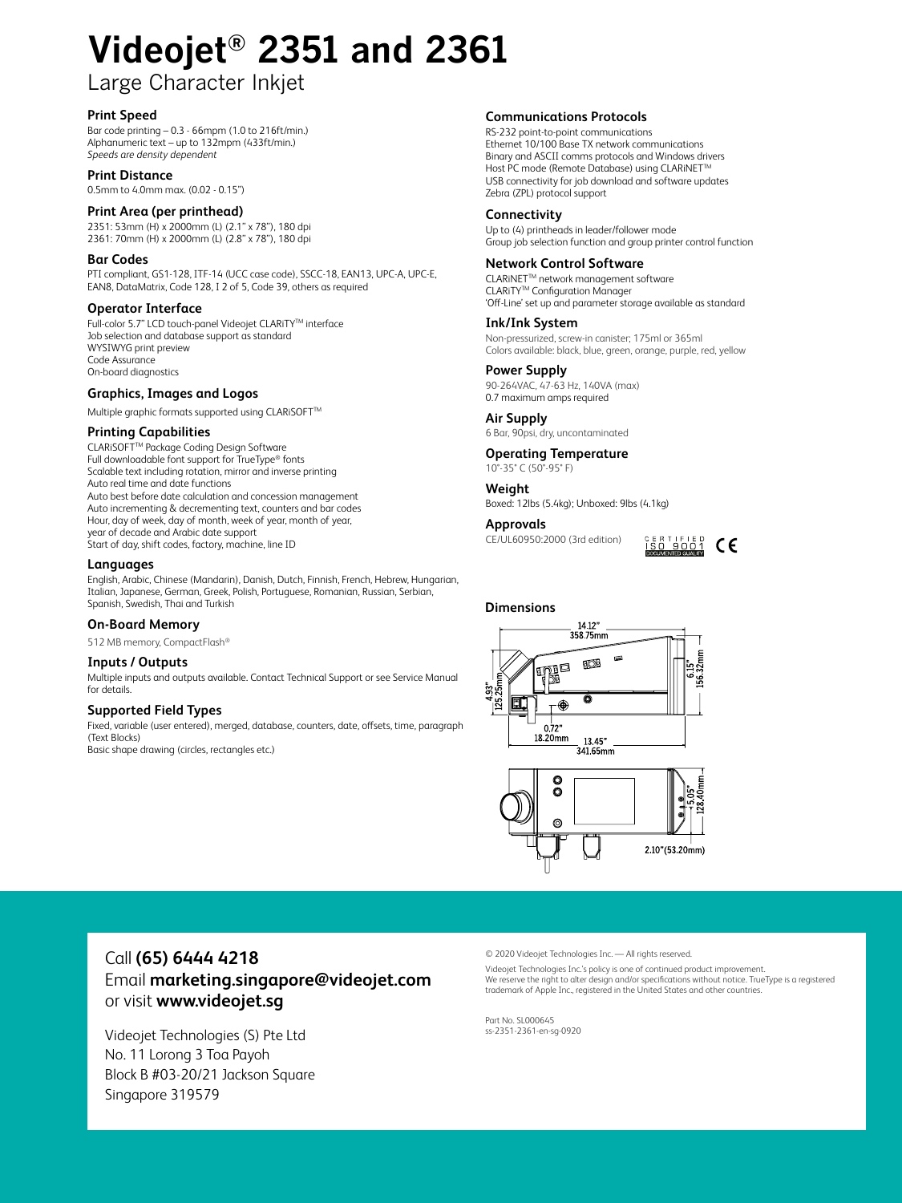# Videojet® 2351 and 2361

Large Character Inkjet

### Print Speed

Bar code printing – 0.3 - 66mpm (1.0 to 216ft/min.)
Alphanumeric text – up to 132mpm (433ft/min.)
*Speeds are density dependent*

### Print Distance

0.5mm to 4.0mm max. (0.02 - 0.15")

### Print Area (per printhead)

2351: 53mm (H) x 2000mm (L) (2.1" x 78"), 180 dpi
2361: 70mm (H) x 2000mm (L) (2.8" x 78"), 180 dpi

### Bar Codes

PTI compliant, GS1-128, ITF-14 (UCC case code), SSCC-18, EAN13, UPC-A, UPC-E, EAN8, DataMatrix, Code 128, I 2 of 5, Code 39, others as required

### Operator Interface

Full-color 5.7" LCD touch-panel Videojet CLARiTY™ interface
Job selection and database support as standard
WYSIWYG print preview
Code Assurance
On-board diagnostics

### Graphics, Images and Logos

Multiple graphic formats supported using CLARiSOFT™

### Printing Capabilities

CLARiSOFT™ Package Coding Design Software
Full downloadable font support for TrueType® fonts
Scalable text including rotation, mirror and inverse printing
Auto real time and date functions
Auto best before date calculation and concession management
Auto incrementing & decrementing text, counters and bar codes
Hour, day of week, day of month, week of year, month of year, year of decade and Arabic date support
Start of day, shift codes, factory, machine, line ID

### Languages

English, Arabic, Chinese (Mandarin), Danish, Dutch, Finnish, French, Hebrew, Hungarian, Italian, Japanese, German, Greek, Polish, Portuguese, Romanian, Russian, Serbian, Spanish, Swedish, Thai and Turkish

### On-Board Memory

512 MB memory, CompactFlash®

### Inputs / Outputs

Multiple inputs and outputs available. Contact Technical Support or see Service Manual for details.

### Supported Field Types

Fixed, variable (user entered), merged, database, counters, date, offsets, time, paragraph (Text Blocks)
Basic shape drawing (circles, rectangles etc.)

### Communications Protocols

RS-232 point-to-point communications
Ethernet 10/100 Base TX network communications
Binary and ASCII comms protocols and Windows drivers
Host PC mode (Remote Database) using CLARiNET™
USB connectivity for job download and software updates
Zebra (ZPL) protocol support

### Connectivity

Up to (4) printheads in leader/follower mode
Group job selection function and group printer control function

### Network Control Software

CLARiNET™ network management software
CLARiTY™ Configuration Manager
'Off-Line' set up and parameter storage available as standard

### Ink/Ink System

Non-pressurized, screw-in canister; 175ml or 365ml
Colors available: black, blue, green, orange, purple, red, yellow

### Power Supply

90-264VAC, 47-63 Hz, 140VA (max)
0.7 maximum amps required

### Air Supply

6 Bar, 90psi, dry, uncontaminated

### Operating Temperature

10°-35° C (50°-95° F)

### Weight

Boxed: 12lbs (5.4kg); Unboxed: 9lbs (4.1kg)

### Approvals

CE/UL60950:2000 (3rd edition)

CERTIFIED ISO 9001 DOCUMENTED QUALITY

CE

### Dimensions

14.12"
358.75mm

4.93"
125.25mm

6.15"
156.32mm

0.72"
18.20mm

13.45"
341.65mm

5.05"
128.40mm

2.10"(53.20mm)

Call **(65) 6444 4218**
Email **marketing.singapore@videojet.com**
or visit **www.videojet.sg**

Videojet Technologies (S) Pte Ltd
No. 11 Lorong 3 Toa Payoh
Block B #03-20/21 Jackson Square
Singapore 319579

© 2020 Videojet Technologies Inc. — All rights reserved.

Videojet Technologies Inc.'s policy is one of continued product improvement. We reserve the right to alter design and/or specifications without notice. TrueType is a registered trademark of Apple Inc., registered in the United States and other countries.

Part No. SL000645
ss-2351-2361-en-sg-0920